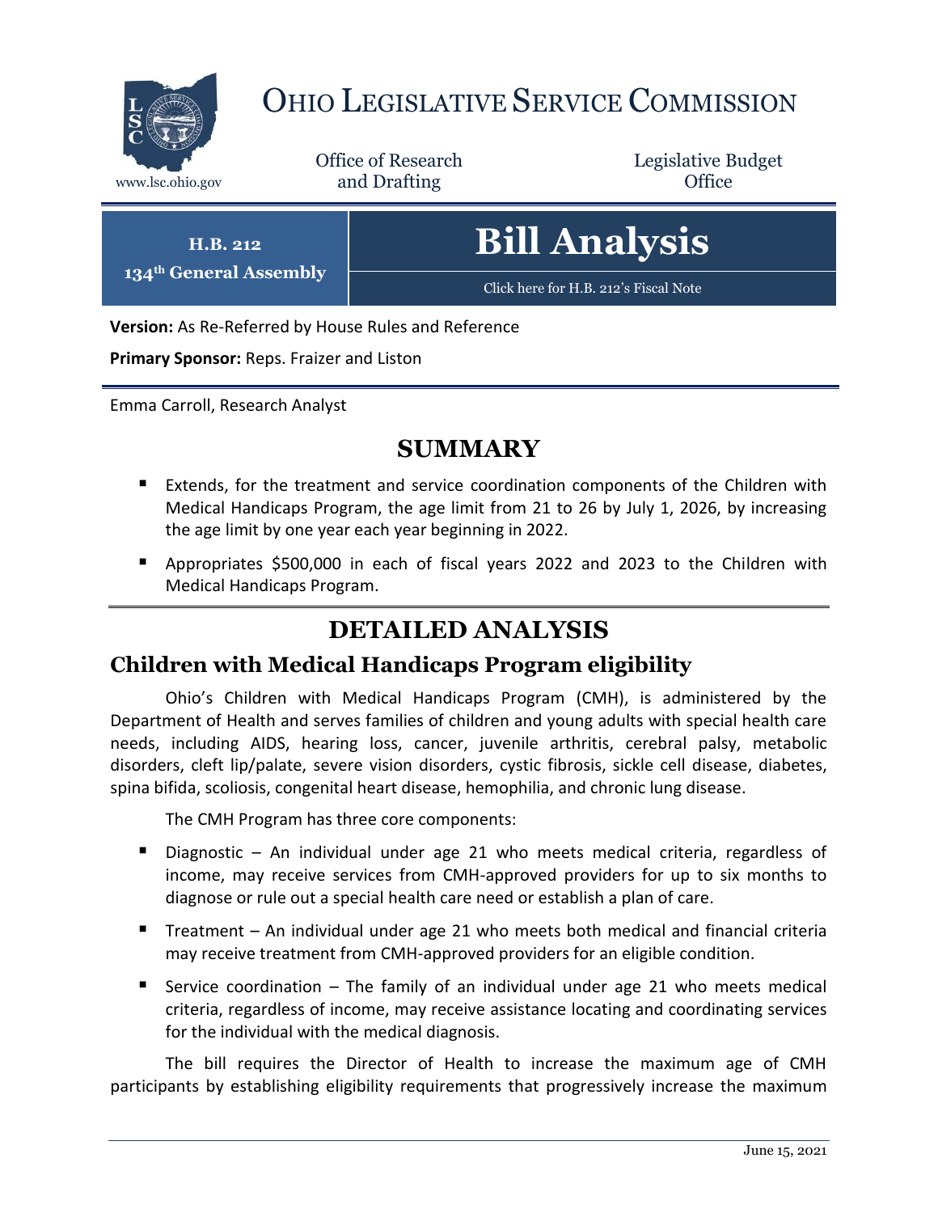# OHIO LEGISLATIVE SERVICE COMMISSION

www.lsc.ohio.gov

Office of Research and Drafting

Legislative Budget Office

**H.B. 212**
**134th General Assembly**

# Bill Analysis

Click here for H.B. 212's Fiscal Note

**Version:** As Re-Referred by House Rules and Reference

**Primary Sponsor:** Reps. Fraizer and Liston

Emma Carroll, Research Analyst

## SUMMARY

- Extends, for the treatment and service coordination components of the Children with Medical Handicaps Program, the age limit from 21 to 26 by July 1, 2026, by increasing the age limit by one year each year beginning in 2022.
- Appropriates $500,000 in each of fiscal years 2022 and 2023 to the Children with Medical Handicaps Program.

## DETAILED ANALYSIS

### Children with Medical Handicaps Program eligibility

Ohio's Children with Medical Handicaps Program (CMH), is administered by the Department of Health and serves families of children and young adults with special health care needs, including AIDS, hearing loss, cancer, juvenile arthritis, cerebral palsy, metabolic disorders, cleft lip/palate, severe vision disorders, cystic fibrosis, sickle cell disease, diabetes, spina bifida, scoliosis, congenital heart disease, hemophilia, and chronic lung disease.

The CMH Program has three core components:

- Diagnostic – An individual under age 21 who meets medical criteria, regardless of income, may receive services from CMH-approved providers for up to six months to diagnose or rule out a special health care need or establish a plan of care.
- Treatment – An individual under age 21 who meets both medical and financial criteria may receive treatment from CMH-approved providers for an eligible condition.
- Service coordination – The family of an individual under age 21 who meets medical criteria, regardless of income, may receive assistance locating and coordinating services for the individual with the medical diagnosis.

The bill requires the Director of Health to increase the maximum age of CMH participants by establishing eligibility requirements that progressively increase the maximum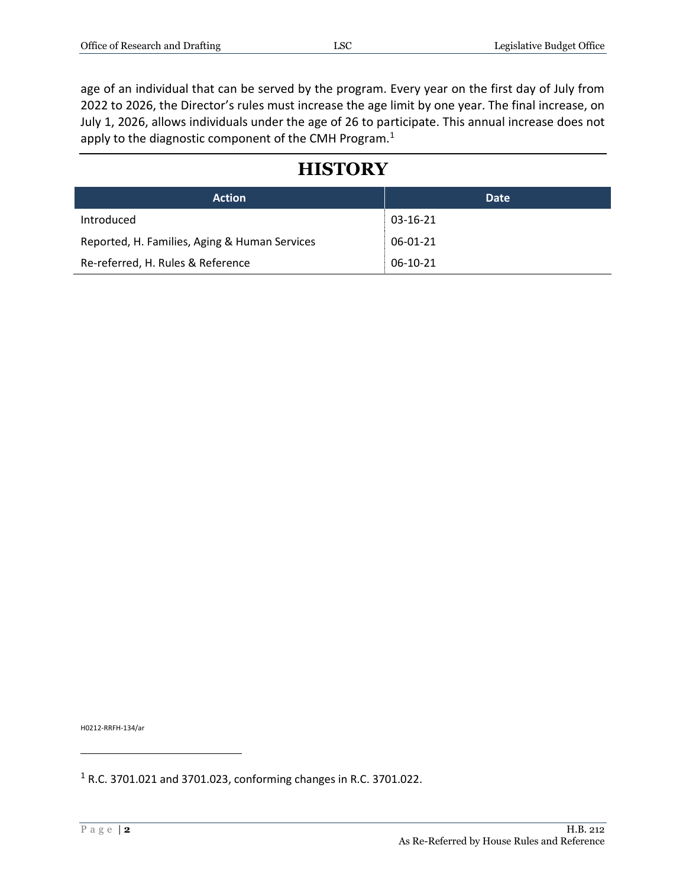age of an individual that can be served by the program. Every year on the first day of July from 2022 to 2026, the Director's rules must increase the age limit by one year. The final increase, on July 1, 2026, allows individuals under the age of 26 to participate. This annual increase does not apply to the diagnostic component of the CMH Program.[1]

# HISTORY

| Action | Date |
| --- | --- |
| Introduced | 03-16-21 |
| Reported, H. Families, Aging & Human Services | 06-01-21 |
| Re-referred, H. Rules & Reference | 06-10-21 |

H0212-RRFH-134/ar

[1] R.C. 3701.021 and 3701.023, conforming changes in R.C. 3701.022.